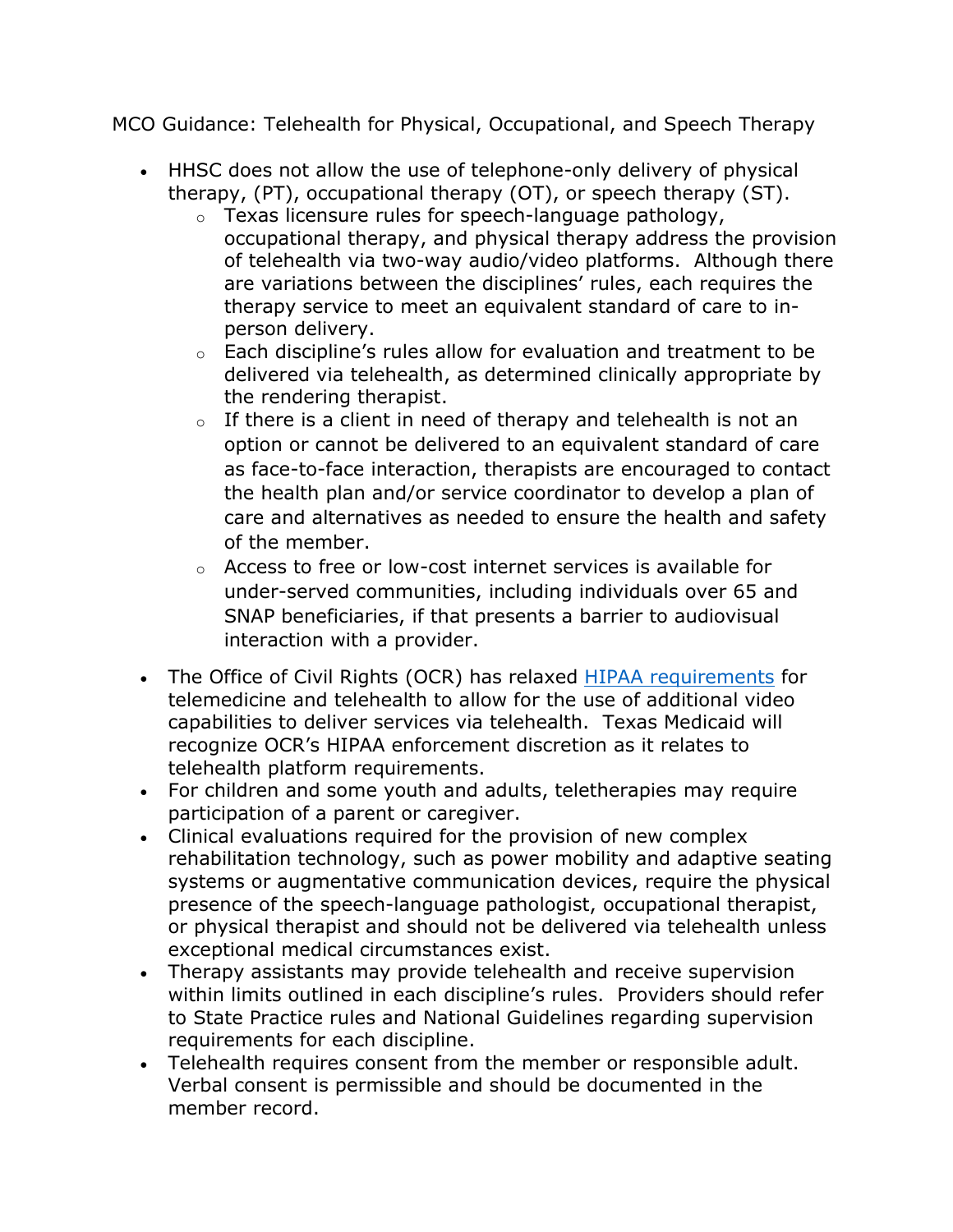MCO Guidance: Telehealth for Physical, Occupational, and Speech Therapy

- HHSC does not allow the use of telephone-only delivery of physical therapy, (PT), occupational therapy (OT), or speech therapy (ST).
  - Texas licensure rules for speech-language pathology, occupational therapy, and physical therapy address the provision of telehealth via two-way audio/video platforms. Although there are variations between the disciplines' rules, each requires the therapy service to meet an equivalent standard of care to in-person delivery.
  - Each discipline's rules allow for evaluation and treatment to be delivered via telehealth, as determined clinically appropriate by the rendering therapist.
  - If there is a client in need of therapy and telehealth is not an option or cannot be delivered to an equivalent standard of care as face-to-face interaction, therapists are encouraged to contact the health plan and/or service coordinator to develop a plan of care and alternatives as needed to ensure the health and safety of the member.
  - Access to free or low-cost internet services is available for under-served communities, including individuals over 65 and SNAP beneficiaries, if that presents a barrier to audiovisual interaction with a provider.
- The Office of Civil Rights (OCR) has relaxed HIPAA requirements for telemedicine and telehealth to allow for the use of additional video capabilities to deliver services via telehealth. Texas Medicaid will recognize OCR's HIPAA enforcement discretion as it relates to telehealth platform requirements.
- For children and some youth and adults, teletherapies may require participation of a parent or caregiver.
- Clinical evaluations required for the provision of new complex rehabilitation technology, such as power mobility and adaptive seating systems or augmentative communication devices, require the physical presence of the speech-language pathologist, occupational therapist, or physical therapist and should not be delivered via telehealth unless exceptional medical circumstances exist.
- Therapy assistants may provide telehealth and receive supervision within limits outlined in each discipline's rules. Providers should refer to State Practice rules and National Guidelines regarding supervision requirements for each discipline.
- Telehealth requires consent from the member or responsible adult. Verbal consent is permissible and should be documented in the member record.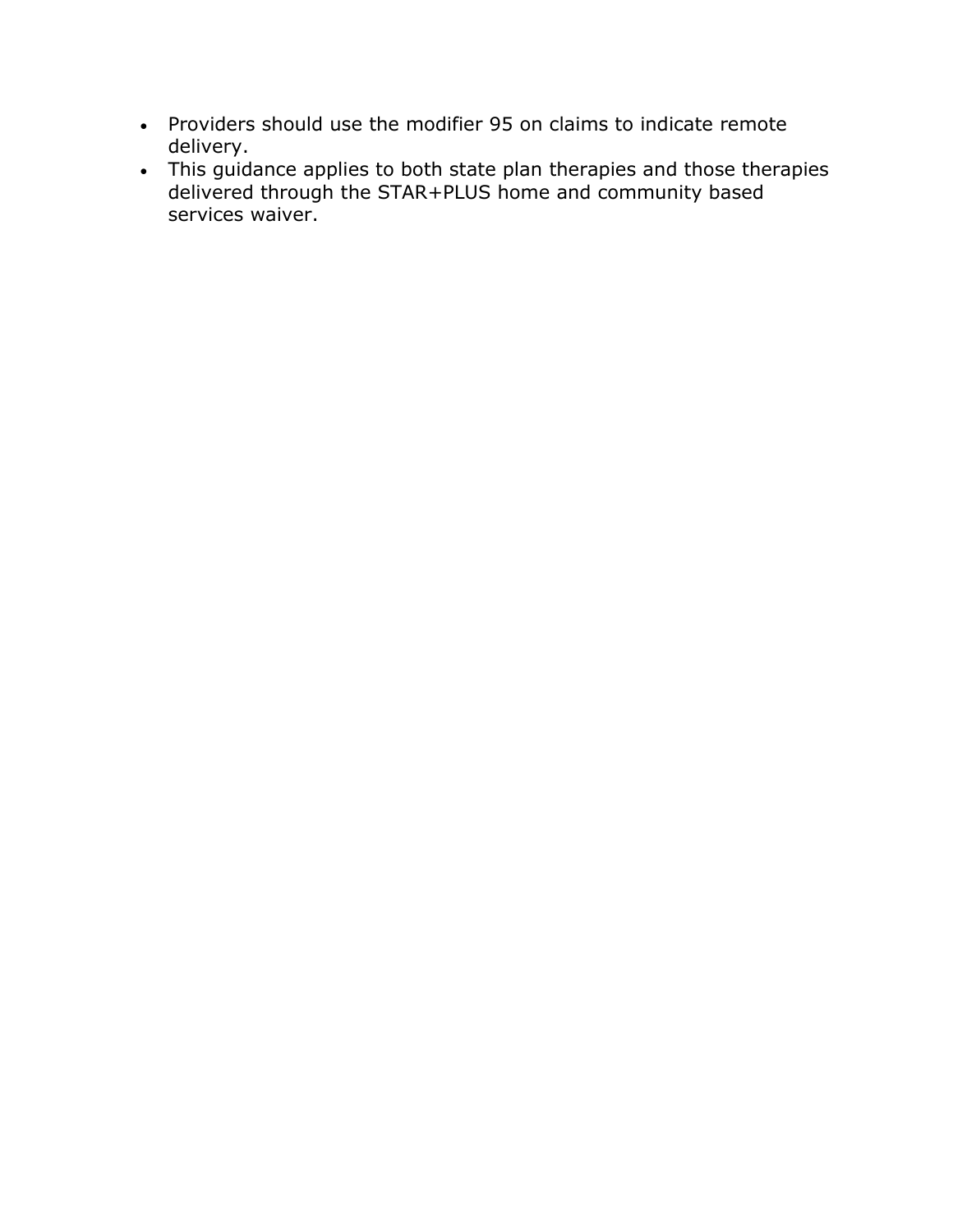- Providers should use the modifier 95 on claims to indicate remote delivery.
- This guidance applies to both state plan therapies and those therapies delivered through the STAR+PLUS home and community based services waiver.